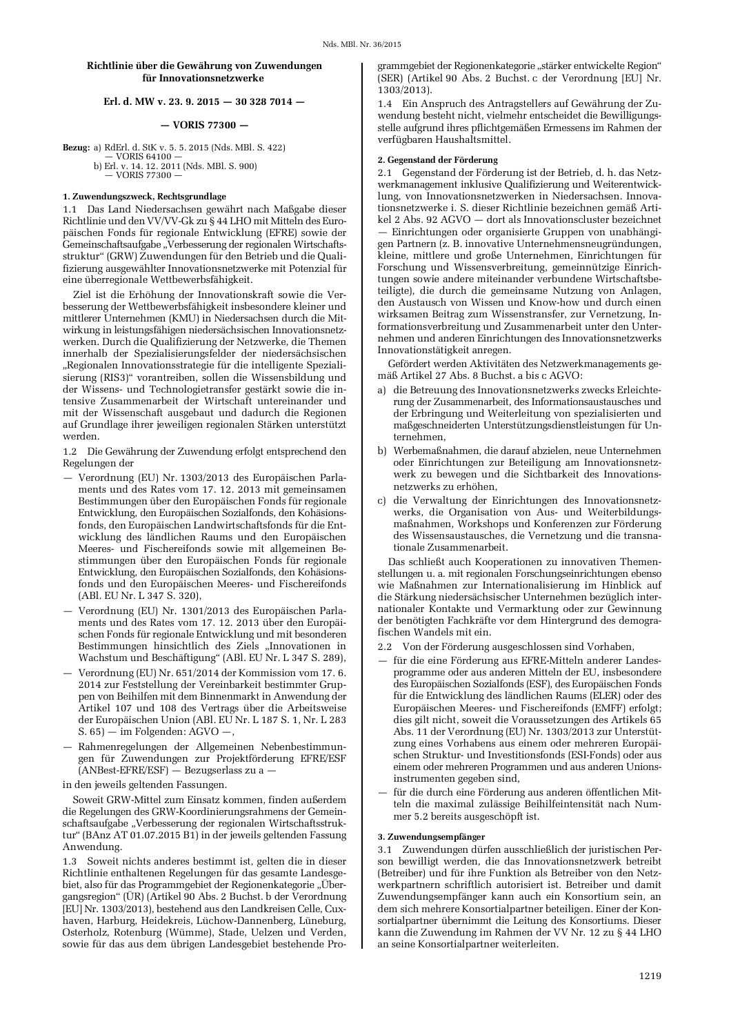**Richtlinie über die Gewährung von Zuwendungen für Innovationsnetzwerke**

**Erl. d. MW v. 23. 9. 2015 — 30 328 7014 —**

**— VORIS 77300 —**

**Bezug:** a) RdErl. d. StK v. 5. 5. 2015 (Nds. MBl. S. 422)
— VORIS 64100 —
b) Erl. v. 14. 12. 2011 (Nds. MBl. S. 900)
— VORIS 77300 —

### 1. Zuwendungszweck, Rechtsgrundlage

1.1 Das Land Niedersachsen gewährt nach Maßgabe dieser Richtlinie und den VV/VV-Gk zu § 44 LHO mit Mitteln des Europäischen Fonds für regionale Entwicklung (EFRE) sowie der Gemeinschaftsaufgabe „Verbesserung der regionalen Wirtschaftsstruktur" (GRW) Zuwendungen für den Betrieb und die Qualifizierung ausgewählter Innovationsnetzwerke mit Potenzial für eine überregionale Wettbewerbsfähigkeit.

Ziel ist die Erhöhung der Innovationskraft sowie die Verbesserung der Wettbewerbsfähigkeit insbesondere kleiner und mittlerer Unternehmen (KMU) in Niedersachsen durch die Mitwirkung in leistungsfähigen niedersächsischen Innovationsnetzwerken. Durch die Qualifizierung der Netzwerke, die Themen innerhalb der Spezialisierungsfelder der niedersächsischen „Regionalen Innovationsstrategie für die intelligente Spezialisierung (RIS3)" vorantreiben, sollen die Wissensbildung und der Wissens- und Technologietransfer gestärkt sowie die intensive Zusammenarbeit der Wirtschaft untereinander und mit der Wissenschaft ausgebaut und dadurch die Regionen auf Grundlage ihrer jeweiligen regionalen Stärken unterstützt werden.

1.2 Die Gewährung der Zuwendung erfolgt entsprechend den Regelungen der

- Verordnung (EU) Nr. 1303/2013 des Europäischen Parlaments und des Rates vom 17. 12. 2013 mit gemeinsamen Bestimmungen über den Europäischen Fonds für regionale Entwicklung, den Europäischen Sozialfonds, den Kohäsionsfonds, den Europäischen Landwirtschaftsfonds für die Entwicklung des ländlichen Raums und den Europäischen Meeres- und Fischereifonds sowie mit allgemeinen Bestimmungen über den Europäischen Fonds für regionale Entwicklung, den Europäischen Sozialfonds, den Kohäsionsfonds und den Europäischen Meeres- und Fischereifonds (ABl. EU Nr. L 347 S. 320),
- Verordnung (EU) Nr. 1301/2013 des Europäischen Parlaments und des Rates vom 17. 12. 2013 über den Europäischen Fonds für regionale Entwicklung und mit besonderen Bestimmungen hinsichtlich des Ziels „Innovationen in Wachstum und Beschäftigung" (ABl. EU Nr. L 347 S. 289),
- Verordnung (EU) Nr. 651/2014 der Kommission vom 17. 6. 2014 zur Feststellung der Vereinbarkeit bestimmter Gruppen von Beihilfen mit dem Binnenmarkt in Anwendung der Artikel 107 und 108 des Vertrags über die Arbeitsweise der Europäischen Union (ABl. EU Nr. L 187 S. 1, Nr. L 283 S. 65) — im Folgenden: AGVO —,
- Rahmenregelungen der Allgemeinen Nebenbestimmungen für Zuwendungen zur Projektförderung EFRE/ESF (ANBest-EFRE/ESF) — Bezugserlass zu a —

in den jeweils geltenden Fassungen.

Soweit GRW-Mittel zum Einsatz kommen, finden außerdem die Regelungen des GRW-Koordinierungsrahmens der Gemeinschaftsaufgabe „Verbesserung der regionalen Wirtschaftsstruktur" (BAnz AT 01.07.2015 B1) in der jeweils geltenden Fassung Anwendung.

1.3 Soweit nichts anderes bestimmt ist, gelten die in dieser Richtlinie enthaltenen Regelungen für das gesamte Landesgebiet, also für das Programmgebiet der Regionenkategorie „Übergangsregion" (ÜR) (Artikel 90 Abs. 2 Buchst. b der Verordnung [EU] Nr. 1303/2013), bestehend aus den Landkreisen Celle, Cuxhaven, Harburg, Heidekreis, Lüchow-Dannenberg, Lüneburg, Osterholz, Rotenburg (Wümme), Stade, Uelzen und Verden, sowie für das aus dem übrigen Landesgebiet bestehende Programmgebiet der Regionenkategorie „stärker entwickelte Region" (SER) (Artikel 90 Abs. 2 Buchst. c der Verordnung [EU] Nr. 1303/2013).

1.4 Ein Anspruch des Antragstellers auf Gewährung der Zuwendung besteht nicht, vielmehr entscheidet die Bewilligungsstelle aufgrund ihres pflichtgemäßen Ermessens im Rahmen der verfügbaren Haushaltsmittel.

### 2. Gegenstand der Förderung

2.1 Gegenstand der Förderung ist der Betrieb, d. h. das Netzwerkmanagement inklusive Qualifizierung und Weiterentwicklung, von Innovationsnetzwerken in Niedersachsen. Innovationsnetzwerke i. S. dieser Richtlinie bezeichnen gemäß Artikel 2 Abs. 92 AGVO — dort als Innovationscluster bezeichnet — Einrichtungen oder organisierte Gruppen von unabhängigen Partnern (z. B. innovative Unternehmensneugründungen, kleine, mittlere und große Unternehmen, Einrichtungen für Forschung und Wissensverbreitung, gemeinnützige Einrichtungen sowie andere miteinander verbundene Wirtschaftsbeteiligte), die durch die gemeinsame Nutzung von Anlagen, den Austausch von Wissen und Know-how und durch einen wirksamen Beitrag zum Wissenstransfer, zur Vernetzung, Informationsverbreitung und Zusammenarbeit unter den Unternehmen und anderen Einrichtungen des Innovationsnetzwerks Innovationstätigkeit anregen.

Gefördert werden Aktivitäten des Netzwerkmanagements gemäß Artikel 27 Abs. 8 Buchst. a bis c AGVO:

a) die Betreuung des Innovationsnetzwerks zwecks Erleichterung der Zusammenarbeit, des Informationsaustausches und der Erbringung und Weiterleitung von spezialisierten und maßgeschneiderten Unterstützungsdienstleistungen für Unternehmen,
b) Werbemaßnahmen, die darauf abzielen, neue Unternehmen oder Einrichtungen zur Beteiligung am Innovationsnetzwerk zu bewegen und die Sichtbarkeit des Innovationsnetzwerks zu erhöhen,
c) die Verwaltung der Einrichtungen des Innovationsnetzwerks, die Organisation von Aus- und Weiterbildungsmaßnahmen, Workshops und Konferenzen zur Förderung des Wissensaustausches, die Vernetzung und die transnationale Zusammenarbeit.

Das schließt auch Kooperationen zu innovativen Themenstellungen u. a. mit regionalen Forschungseinrichtungen ebenso wie Maßnahmen zur Internationalisierung im Hinblick auf die Stärkung niedersächsischer Unternehmen bezüglich internationaler Kontakte und Vermarktung oder zur Gewinnung der benötigten Fachkräfte vor dem Hintergrund des demografischen Wandels mit ein.

2.2 Von der Förderung ausgeschlossen sind Vorhaben,

- für die eine Förderung aus EFRE-Mitteln anderer Landesprogramme oder aus anderen Mitteln der EU, insbesondere des Europäischen Sozialfonds (ESF), des Europäischen Fonds für die Entwicklung des ländlichen Raums (ELER) oder des Europäischen Meeres- und Fischereifonds (EMFF) erfolgt; dies gilt nicht, soweit die Voraussetzungen des Artikels 65 Abs. 11 der Verordnung (EU) Nr. 1303/2013 zur Unterstützung eines Vorhabens aus einem oder mehreren Europäischen Struktur- und Investitionsfonds (ESI-Fonds) oder aus einem oder mehreren Programmen und aus anderen Unionsinstrumenten gegeben sind,
- für die durch eine Förderung aus anderen öffentlichen Mitteln die maximal zulässige Beihilfeintensität nach Nummer 5.2 bereits ausgeschöpft ist.

### 3. Zuwendungsempfänger

3.1 Zuwendungen dürfen ausschließlich der juristischen Person bewilligt werden, die das Innovationsnetzwerk betreibt (Betreiber) und für ihre Funktion als Betreiber von den Netzwerkpartnern schriftlich autorisiert ist. Betreiber und damit Zuwendungsempfänger kann auch ein Konsortium sein, an dem sich mehrere Konsortialpartner beteiligen. Einer der Konsortialpartner übernimmt die Leitung des Konsortiums. Dieser kann die Zuwendung im Rahmen der VV Nr. 12 zu § 44 LHO an seine Konsortialpartner weiterleiten.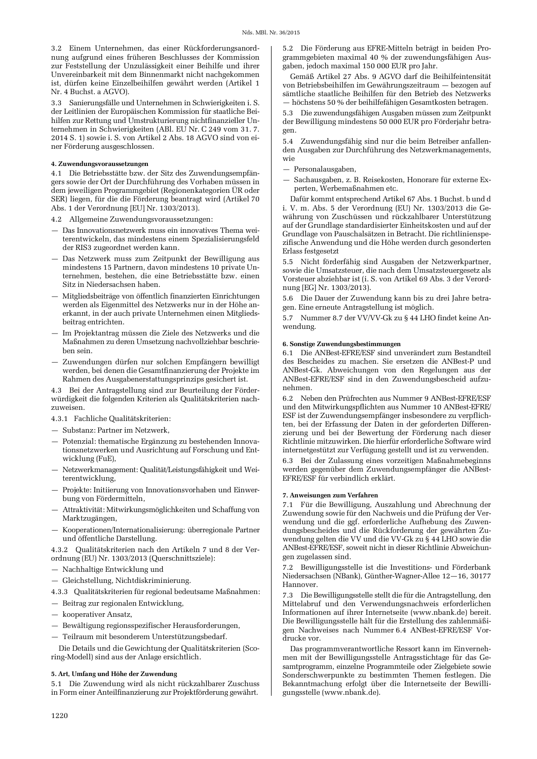3.2 Einem Unternehmen, das einer Rückforderungsanordnung aufgrund eines früheren Beschlusses der Kommission zur Feststellung der Unzulässigkeit einer Beihilfe und ihrer Unvereinbarkeit mit dem Binnenmarkt nicht nachgekommen ist, dürfen keine Einzelbeihilfen gewährt werden (Artikel 1 Nr. 4 Buchst. a AGVO).

3.3 Sanierungsfälle und Unternehmen in Schwierigkeiten i. S. der Leitlinien der Europäischen Kommission für staatliche Beihilfen zur Rettung und Umstrukturierung nichtfinanzieller Unternehmen in Schwierigkeiten (ABl. EU Nr. C 249 vom 31. 7. 2014 S. 1) sowie i. S. von Artikel 2 Abs. 18 AGVO sind von einer Förderung ausgeschlossen.

#### 4. Zuwendungsvoraussetzungen

4.1 Die Betriebsstätte bzw. der Sitz des Zuwendungsempfängers sowie der Ort der Durchführung des Vorhaben müssen in dem jeweiligen Programmgebiet (Regionenkategorien ÜR oder SER) liegen, für die die Förderung beantragt wird (Artikel 70 Abs. 1 der Verordnung [EU] Nr. 1303/2013).

4.2 Allgemeine Zuwendungsvoraussetzungen:

— Das Innovationsnetzwerk muss ein innovatives Thema weiterentwickeln, das mindestens einem Spezialisierungsfeld der RIS3 zugeordnet werden kann.

— Das Netzwerk muss zum Zeitpunkt der Bewilligung aus mindestens 15 Partnern, davon mindestens 10 private Unternehmen, bestehen, die eine Betriebsstätte bzw. einen Sitz in Niedersachsen haben.

— Mitgliedsbeiträge von öffentlich finanzierten Einrichtungen werden als Eigenmittel des Netzwerks nur in der Höhe anerkannt, in der auch private Unternehmen einen Mitgliedsbeitrag entrichten.

— Im Projektantrag müssen die Ziele des Netzwerks und die Maßnahmen zu deren Umsetzung nachvollziehbar beschrieben sein.

— Zuwendungen dürfen nur solchen Empfängern bewilligt werden, bei denen die Gesamtfinanzierung der Projekte im Rahmen des Ausgabenerstattungsprinzips gesichert ist.

4.3 Bei der Antragstellung sind zur Beurteilung der Förderwürdigkeit die folgenden Kriterien als Qualitätskriterien nachzuweisen.

4.3.1 Fachliche Qualitätskriterien:

— Substanz: Partner im Netzwerk,

— Potenzial: thematische Ergänzung zu bestehenden Innovationsnetzwerken und Ausrichtung auf Forschung und Entwicklung (FuE),

— Netzwerkmanagement: Qualität/Leistungsfähigkeit und Weiterentwicklung,

— Projekte: Initiierung von Innovationsvorhaben und Einwerbung von Fördermitteln,

— Attraktivität: Mitwirkungsmöglichkeiten und Schaffung von Marktzugängen,

— Kooperationen/Internationalisierung: überregionale Partner und öffentliche Darstellung.

4.3.2 Qualitätskriterien nach den Artikeln 7 und 8 der Verordnung (EU) Nr. 1303/2013 (Querschnittsziele):

— Nachhaltige Entwicklung und

— Gleichstellung, Nichtdiskriminierung.

4.3.3 Qualitätskriterien für regional bedeutsame Maßnahmen:

— Beitrag zur regionalen Entwicklung,

— kooperativer Ansatz,

— Bewältigung regionsspezifischer Herausforderungen,

— Teilraum mit besonderem Unterstützungsbedarf.

Die Details und die Gewichtung der Qualitätskriterien (Scoring-Modell) sind aus der Anlage ersichtlich.

#### 5. Art, Umfang und Höhe der Zuwendung

5.1 Die Zuwendung wird als nicht rückzahlbarer Zuschuss in Form einer Anteilfinanzierung zur Projektförderung gewährt.

5.2 Die Förderung aus EFRE-Mitteln beträgt in beiden Programmgebieten maximal 40 % der zuwendungsfähigen Ausgaben, jedoch maximal 150 000 EUR pro Jahr.

Gemäß Artikel 27 Abs. 9 AGVO darf die Beihilfeintensität von Betriebsbeihilfen im Gewährungszeitraum — bezogen auf sämtliche staatliche Beihilfen für den Betrieb des Netzwerks — höchstens 50 % der beihilfefähigen Gesamtkosten betragen.

5.3 Die zuwendungsfähigen Ausgaben müssen zum Zeitpunkt der Bewilligung mindestens 50 000 EUR pro Förderjahr betragen.

5.4 Zuwendungsfähig sind nur die beim Betreiber anfallenden Ausgaben zur Durchführung des Netzwerkmanagements, wie

— Personalausgaben,

— Sachausgaben, z. B. Reisekosten, Honorare für externe Experten, Werbemaßnahmen etc.

Dafür kommt entsprechend Artikel 67 Abs. 1 Buchst. b und d i. V. m. Abs. 5 der Verordnung (EU) Nr. 1303/2013 die Gewährung von Zuschüssen und rückzahlbarer Unterstützung auf der Grundlage standardisierter Einheitskosten und auf der Grundlage von Pauschalsätzen in Betracht. Die richtlinienspezifische Anwendung und die Höhe werden durch gesonderten Erlass festgesetzt

5.5 Nicht förderfähig sind Ausgaben der Netzwerkpartner, sowie die Umsatzsteuer, die nach dem Umsatzsteuergesetz als Vorsteuer abziehbar ist (i. S. von Artikel 69 Abs. 3 der Verordnung [EG] Nr. 1303/2013).

5.6 Die Dauer der Zuwendung kann bis zu drei Jahre betragen. Eine erneute Antragstellung ist möglich.

5.7 Nummer 8.7 der VV/VV-Gk zu § 44 LHO findet keine Anwendung.

#### 6. Sonstige Zuwendungsbestimmungen

6.1 Die ANBest-EFRE/ESF sind unverändert zum Bestandteil des Bescheides zu machen. Sie ersetzen die ANBest-P und ANBest-Gk. Abweichungen von den Regelungen aus der ANBest-EFRE/ESF sind in den Zuwendungsbescheid aufzunehmen.

6.2 Neben den Prüfrechten aus Nummer 9 ANBest-EFRE/ESF und den Mitwirkungspflichten aus Nummer 10 ANBest-EFRE/ESF ist der Zuwendungsempfänger insbesondere zu verpflichten, bei der Erfassung der Daten in der geforderten Differenzierung und bei der Bewertung der Förderung nach dieser Richtlinie mitzuwirken. Die hierfür erforderliche Software wird internetgestützt zur Verfügung gestellt und ist zu verwenden.

6.3 Bei der Zulassung eines vorzeitigen Maßnahmebeginns werden gegenüber dem Zuwendungsempfänger die ANBest-EFRE/ESF für verbindlich erklärt.

#### 7. Anweisungen zum Verfahren

7.1 Für die Bewilligung, Auszahlung und Abrechnung der Zuwendung sowie für den Nachweis und die Prüfung der Verwendung und die ggf. erforderliche Aufhebung des Zuwendungsbescheides und die Rückforderung der gewährten Zuwendung gelten die VV und die VV-Gk zu § 44 LHO sowie die ANBest-EFRE/ESF, soweit nicht in dieser Richtlinie Abweichungen zugelassen sind.

7.2 Bewilligungsstelle ist die Investitions- und Förderbank Niedersachsen (NBank), Günther-Wagner-Allee 12—16, 30177 Hannover.

7.3 Die Bewilligungsstelle stellt die für die Antragstellung, den Mittelabruf und den Verwendungsnachweis erforderlichen Informationen auf ihrer Internetseite (www.nbank.de) bereit. Die Bewilligungsstelle hält für die Erstellung des zahlenmäßigen Nachweises nach Nummer 6.4 ANBest-EFRE/ESF Vordrucke vor.

Das programmverantwortliche Ressort kann im Einvernehmen mit der Bewilligungsstelle Antragsstichtage für das Gesamtprogramm, einzelne Programmteile oder Zielgebiete sowie Sonderschwerpunkte zu bestimmten Themen festlegen. Die Bekanntmachung erfolgt über die Internetseite der Bewilligungsstelle (www.nbank.de).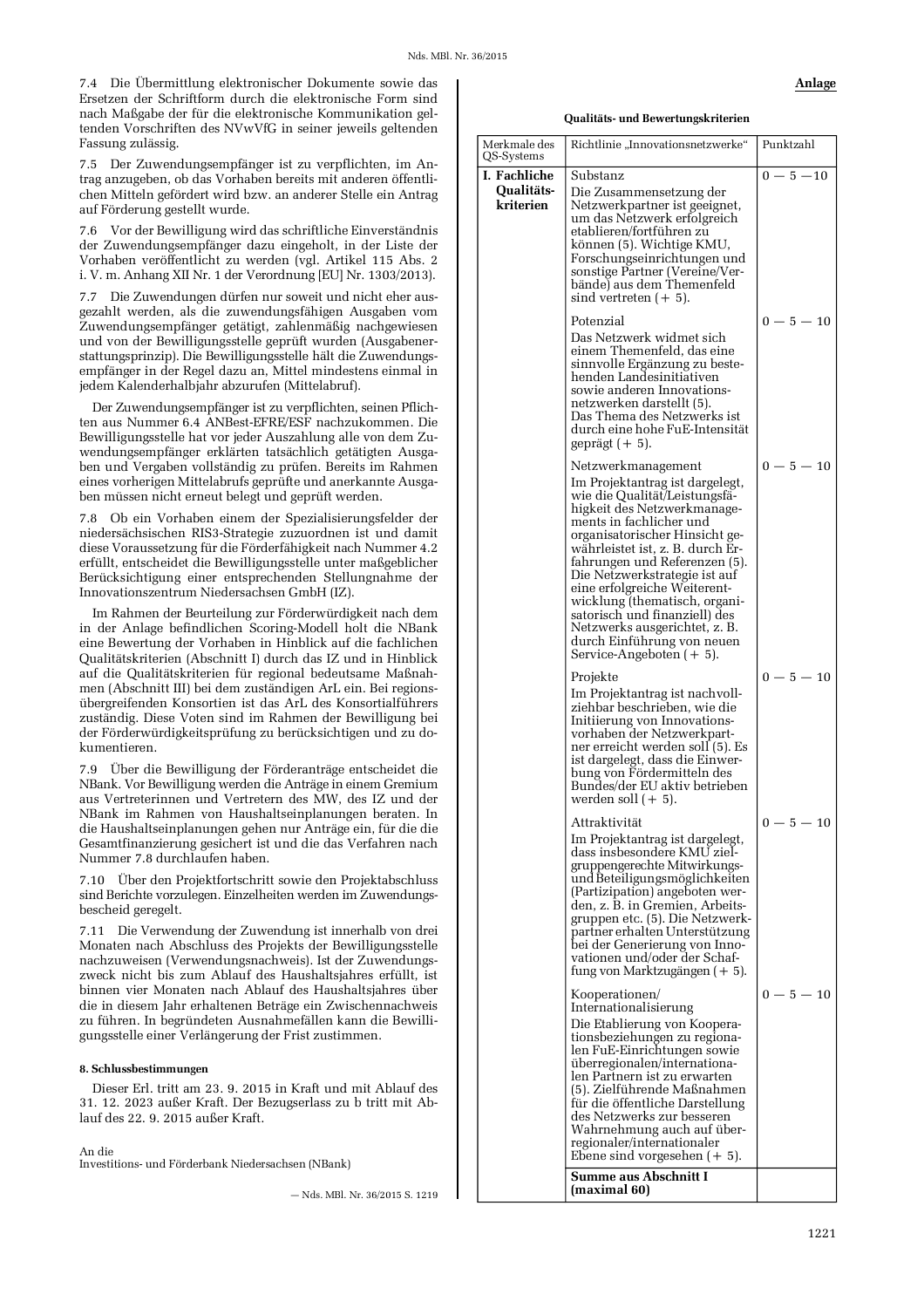7.4 Die Übermittlung elektronischer Dokumente sowie das Ersetzen der Schriftform durch die elektronische Form sind nach Maßgabe der für die elektronische Kommunikation geltenden Vorschriften des NVwVfG in seiner jeweils geltenden Fassung zulässig.

7.5 Der Zuwendungsempfänger ist zu verpflichten, im Antrag anzugeben, ob das Vorhaben bereits mit anderen öffentlichen Mitteln gefördert wird bzw. an anderer Stelle ein Antrag auf Förderung gestellt wurde.

7.6 Vor der Bewilligung wird das schriftliche Einverständnis der Zuwendungsempfänger dazu eingeholt, in der Liste der Vorhaben veröffentlicht zu werden (vgl. Artikel 115 Abs. 2 i. V. m. Anhang XII Nr. 1 der Verordnung [EU] Nr. 1303/2013).

7.7 Die Zuwendungen dürfen nur soweit und nicht eher ausgezahlt werden, als die zuwendungsfähigen Ausgaben vom Zuwendungsempfänger getätigt, zahlenmäßig nachgewiesen und von der Bewilligungsstelle geprüft wurden (Ausgabenerstattungsprinzip). Die Bewilligungsstelle hält die Zuwendungsempfänger in der Regel dazu an, Mittel mindestens einmal in jedem Kalenderhalbjahr abzurufen (Mittelabruf).

Der Zuwendungsempfänger ist zu verpflichten, seinen Pflichten aus Nummer 6.4 ANBest-EFRE/ESF nachzukommen. Die Bewilligungsstelle hat vor jeder Auszahlung alle von dem Zuwendungsempfänger erklärten tatsächlich getätigten Ausgaben und Vergaben vollständig zu prüfen. Bereits im Rahmen eines vorherigen Mittelabrufs geprüfte und anerkannte Ausgaben müssen nicht erneut belegt und geprüft werden.

7.8 Ob ein Vorhaben einem der Spezialisierungsfelder der niedersächsischen RIS3-Strategie zuzuordnen ist und damit diese Voraussetzung für die Förderfähigkeit nach Nummer 4.2 erfüllt, entscheidet die Bewilligungsstelle unter maßgeblicher Berücksichtigung einer entsprechenden Stellungnahme der Innovationszentrum Niedersachsen GmbH (IZ).

Im Rahmen der Beurteilung zur Förderwürdigkeit nach dem in der Anlage befindlichen Scoring-Modell holt die NBank eine Bewertung der Vorhaben in Hinblick auf die fachlichen Qualitätskriterien (Abschnitt I) durch das IZ und in Hinblick auf die Qualitätskriterien für regional bedeutsame Maßnahmen (Abschnitt III) bei dem zuständigen ArL ein. Bei regionsübergreifenden Konsortien ist das ArL des Konsortialführers zuständig. Diese Voten sind im Rahmen der Bewilligung bei der Förderwürdigkeitsprüfung zu berücksichtigen und zu dokumentieren.

7.9 Über die Bewilligung der Förderanträge entscheidet die NBank. Vor Bewilligung werden die Anträge in einem Gremium aus Vertreterinnen und Vertretern des MW, des IZ und der NBank im Rahmen von Haushaltseinplanungen beraten. In die Haushaltseinplanungen gehen nur Anträge ein, für die die Gesamtfinanzierung gesichert ist und die das Verfahren nach Nummer 7.8 durchlaufen haben.

7.10 Über den Projektfortschritt sowie den Projektabschluss sind Berichte vorzulegen. Einzelheiten werden im Zuwendungsbescheid geregelt.

7.11 Die Verwendung der Zuwendung ist innerhalb von drei Monaten nach Abschluss des Projekts der Bewilligungsstelle nachzuweisen (Verwendungsnachweis). Ist der Zuwendungszweck nicht bis zum Ablauf des Haushaltsjahres erfüllt, ist binnen vier Monaten nach Ablauf des Haushaltsjahres über die in diesem Jahr erhaltenen Beträge ein Zwischennachweis zu führen. In begründeten Ausnahmefällen kann die Bewilligungsstelle einer Verlängerung der Frist zustimmen.

**8. Schlussbestimmungen**

Dieser Erl. tritt am 23. 9. 2015 in Kraft und mit Ablauf des 31. 12. 2023 außer Kraft. Der Bezugserlass zu b tritt mit Ablauf des 22. 9. 2015 außer Kraft.

An die
Investitions- und Förderbank Niedersachsen (NBank)

— Nds. MBl. Nr. 36/2015 S. 1219

**Anlage**

**Qualitäts- und Bewertungskriterien**

| Merkmale des QS-Systems | Richtlinie „Innovationsnetzwerke“ | Punktzahl |
|---|---|---|
| **I. Fachliche Qualitätskriterien** | Substanz<br>Die Zusammensetzung der Netzwerkpartner ist geeignet, um das Netzwerk erfolgreich etablieren/fortführen zu können (5). Wichtige KMU, Forschungseinrichtungen und sonstige Partner (Vereine/Verbände) aus dem Themenfeld sind vertreten (+ 5). | 0 — 5 —10 |
| | Potenzial<br>Das Netzwerk widmet sich einem Themenfeld, das eine sinnvolle Ergänzung zu bestehenden Landesinitiativen sowie anderen Innovationsnetzwerken darstellt (5). Das Thema des Netzwerks ist durch eine hohe FuE-Intensität geprägt (+ 5). | 0 — 5 — 10 |
| | Netzwerkmanagement<br>Im Projektantrag ist dargelegt, wie die Qualität/Leistungsfähigkeit des Netzwerkmanagements in fachlicher und organisatorischer Hinsicht gewährleistet ist, z. B. durch Erfahrungen und Referenzen (5). Die Netzwerkstrategie ist auf eine erfolgreiche Weiterentwicklung (thematisch, organisatorisch und finanziell) des Netzwerks ausgerichtet, z. B. durch Einführung von neuen Service-Angeboten (+ 5). | 0 — 5 — 10 |
| | Projekte<br>Im Projektantrag ist nachvollziehbar beschrieben, wie die Initiierung von Innovationsvorhaben der Netzwerkpartner erreicht werden soll (5). Es ist dargelegt, dass die Einwerbung von Fördermitteln des Bundes/der EU aktiv betrieben werden soll (+ 5). | 0 — 5 — 10 |
| | Attraktivität<br>Im Projektantrag ist dargelegt, dass insbesondere KMU zielgruppengerechte Mitwirkungs- und Beteiligungsmöglichkeiten (Partizipation) angeboten werden, z. B. in Gremien, Arbeitsgruppen etc. (5). Die Netzwerkpartner erhalten Unterstützung bei der Generierung von Innovationen und/oder der Schaffung von Marktzugängen (+ 5). | 0 — 5 — 10 |
| | Kooperationen/ Internationalisierung<br>Die Etablierung von Kooperationsbeziehungen zu regionalen FuE-Einrichtungen sowie überregionalen/internationalen Partnern ist zu erwarten (5). Zielführende Maßnahmen für die öffentliche Darstellung des Netzwerks zur besseren Wahrnehmung auch auf überregionaler/internationaler Ebene sind vorgesehen (+ 5). | 0 — 5 — 10 |
| | **Summe aus Abschnitt I (maximal 60)** | |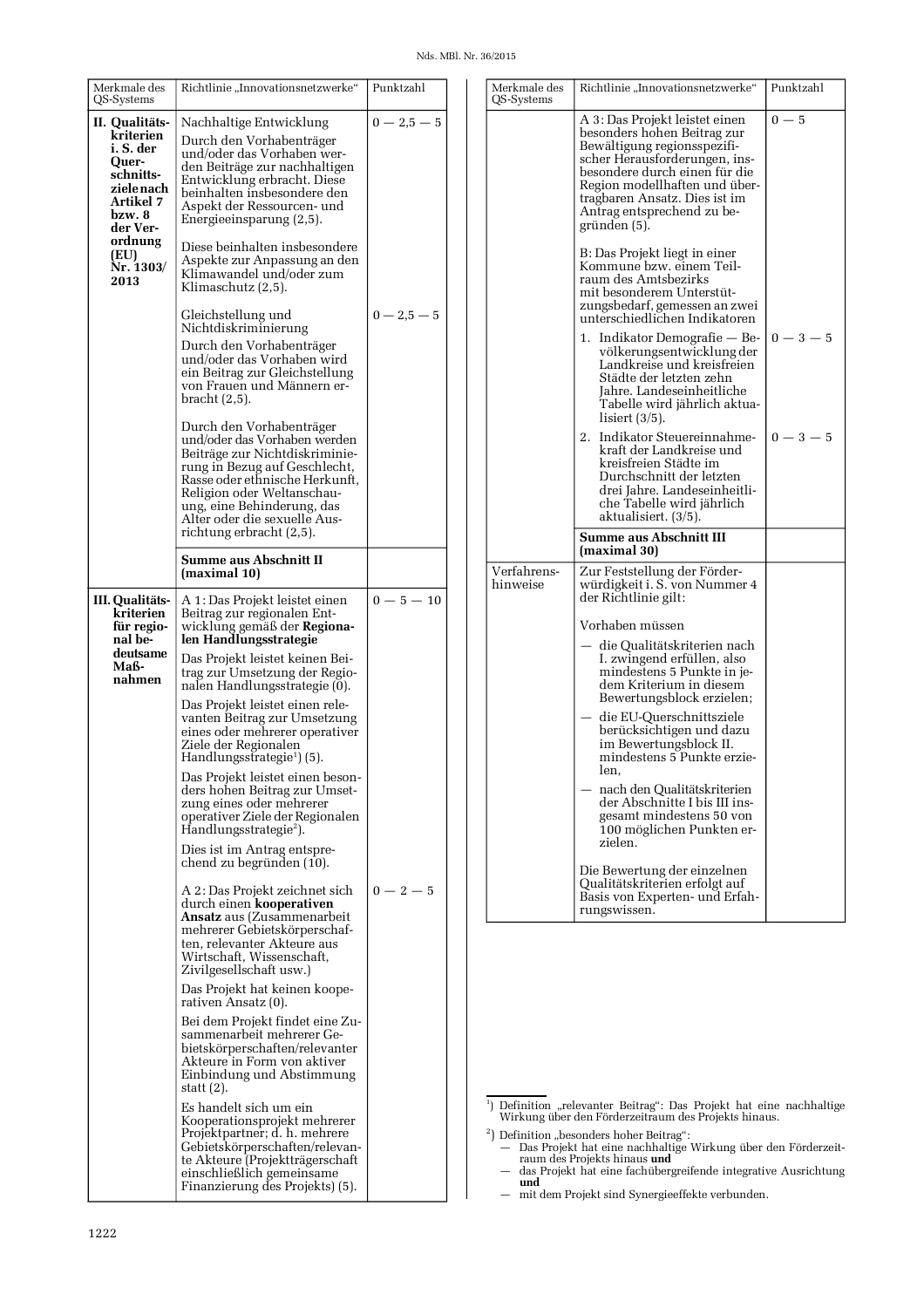| Merkmale des QS-Systems | Richtlinie „Innovationsnetzwerke" | Punktzahl |
|---|---|---|
| **II. Qualitätskriterien i. S. der Querschnittsziele nach Artikel 7 bzw. 8 der Verordnung (EU) Nr. 1303/2013** | Nachhaltige Entwicklung<br>Durch den Vorhabenträger und/oder das Vorhaben werden Beiträge zur nachhaltigen Entwicklung erbracht. Diese beinhalten insbesondere den Aspekt der Ressourcen- und Energieeinsparung (2,5).<br>Diese beinhalten insbesondere Aspekte zur Anpassung an den Klimawandel und/oder zum Klimaschutz (2,5). | 0 — 2,5 — 5 |
| | Gleichstellung und Nichtdiskriminierung<br>Durch den Vorhabenträger und/oder das Vorhaben wird ein Beitrag zur Gleichstellung von Frauen und Männern erbracht (2,5).<br>Durch den Vorhabenträger und/oder das Vorhaben werden Beiträge zur Nichtdiskriminierung in Bezug auf Geschlecht, Rasse oder ethnische Herkunft, Religion oder Weltanschauung, eine Behinderung, das Alter oder die sexuelle Ausrichtung erbracht (2,5). | 0 — 2,5 — 5 |
| | **Summe aus Abschnitt II (maximal 10)** | |
| **III. Qualitätskriterien für regional bedeutsame Maßnahmen** | A 1: Das Projekt leistet einen Beitrag zur regionalen Entwicklung gemäß der **Regionalen Handlungsstrategie**<br>Das Projekt leistet keinen Beitrag zur Umsetzung der Regionalen Handlungsstrategie (0).<br>Das Projekt leistet einen relevanten Beitrag zur Umsetzung eines oder mehrerer operativer Ziele der Regionalen Handlungsstrategie[1]) (5).<br>Das Projekt leistet einen besonders hohen Beitrag zur Umsetzung eines oder mehrerer operativer Ziele der Regionalen Handlungsstrategie[2]).<br>Dies ist im Antrag entsprechend zu begründen (10). | 0 — 5 — 10 |
| | A 2: Das Projekt zeichnet sich durch einen **kooperativen Ansatz** aus (Zusammenarbeit mehrerer Gebietskörperschaften, relevanter Akteure aus Wirtschaft, Wissenschaft, Zivilgesellschaft usw.)<br>Das Projekt hat keinen kooperativen Ansatz (0).<br>Bei dem Projekt findet eine Zusammenarbeit mehrerer Gebietskörperschaften/relevanter Akteure in Form von aktiver Einbindung und Abstimmung statt (2).<br>Es handelt sich um ein Kooperationsprojekt mehrerer Projektpartner; d. h. mehrere Gebietskörperschaften/relevante Akteure (Projektträgerschaft einschließlich gemeinsame Finanzierung des Projekts) (5). | 0 — 2 — 5 |
| | A 3: Das Projekt leistet einen besonders hohen Beitrag zur Bewältigung regionsspezifischer Herausforderungen, insbesondere durch einen für die Region modellhaften und übertragbaren Ansatz. Dies ist im Antrag entsprechend zu begründen (5). | 0 — 5 |
| | B: Das Projekt liegt in einer Kommune bzw. einem Teilraum des Amtsbezirks mit besonderem Unterstützungsbedarf, gemessen an zwei unterschiedlichen Indikatoren | |
| | 1. Indikator Demografie — Bevölkerungsentwicklung der Landkreise und kreisfreien Städte der letzten zehn Jahre. Landeseinheitliche Tabelle wird jährlich aktualisiert (3/5). | 0 — 3 — 5 |
| | 2. Indikator Steuereinnahmekraft der Landkreise und kreisfreien Städte im Durchschnitt der letzten drei Jahre. Landeseinheitliche Tabelle wird jährlich aktualisiert. (3/5). | 0 — 3 — 5 |
| | **Summe aus Abschnitt III (maximal 30)** | |
| Verfahrenshinweise | Zur Feststellung der Förderwürdigkeit i. S. von Nummer 4 der Richtlinie gilt:<br>Vorhaben müssen<br>— die Qualitätskriterien nach I. zwingend erfüllen, also mindestens 5 Punkte in jedem Kriterium in diesem Bewertungsblock erzielen;<br>— die EU-Querschnittsziele berücksichtigen und dazu im Bewertungsblock II. mindestens 5 Punkte erzielen,<br>— nach den Qualitätskriterien der Abschnitte I bis III insgesamt mindestens 50 von 100 möglichen Punkten erzielen.<br>Die Bewertung der einzelnen Qualitätskriterien erfolgt auf Basis von Experten- und Erfahrungswissen. | |

[1]) Definition „relevanter Beitrag": Das Projekt hat eine nachhaltige Wirkung über den Förderzeitraum des Projekts hinaus.

[2]) Definition „besonders hoher Beitrag":
— Das Projekt hat eine nachhaltige Wirkung über den Förderzeitraum des Projekts hinaus **und**
— das Projekt hat eine fachübergreifende integrative Ausrichtung **und**
— mit dem Projekt sind Synergieeffekte verbunden.